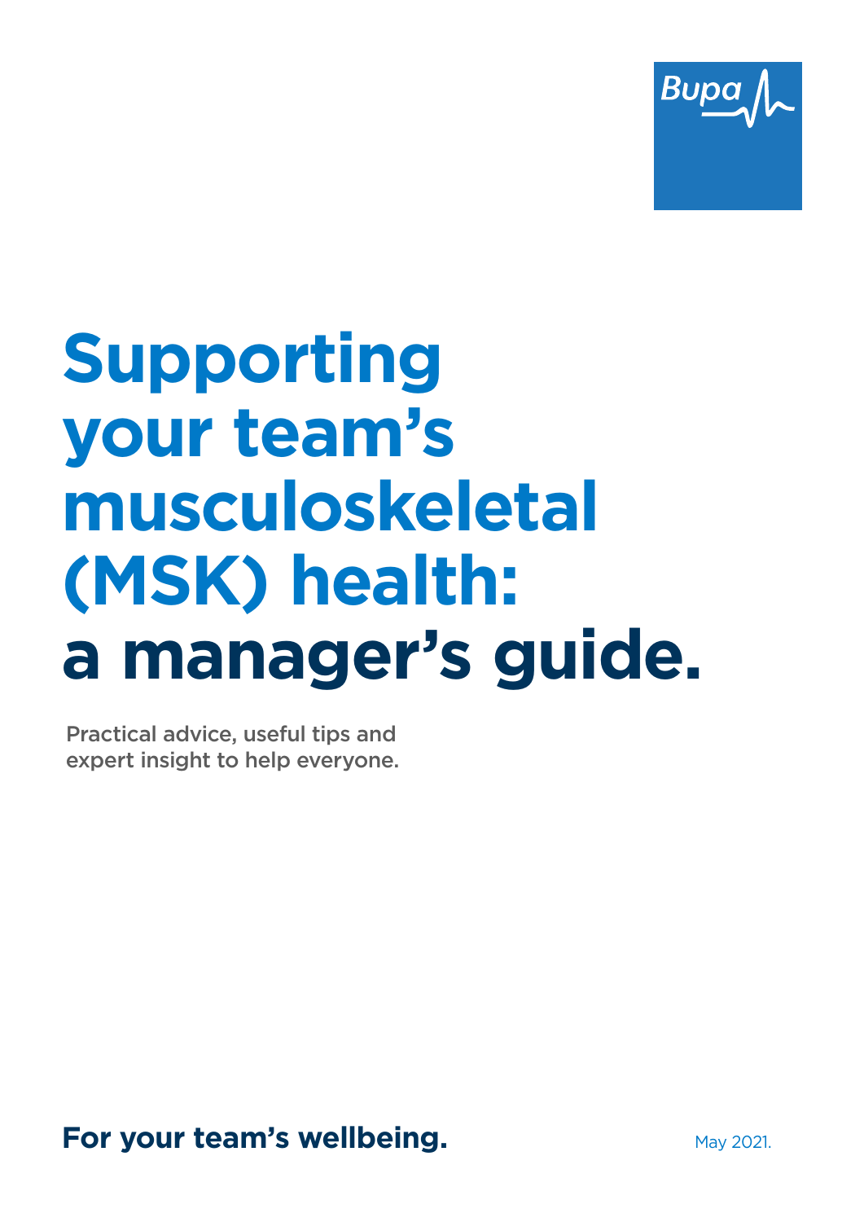Bupa

# Supporting your team's musculoskeletal (MSK) health: a manager's guide.

Practical advice, useful tips and expert insight to help everyone.

**For your team's wellbeing.**

May 2021.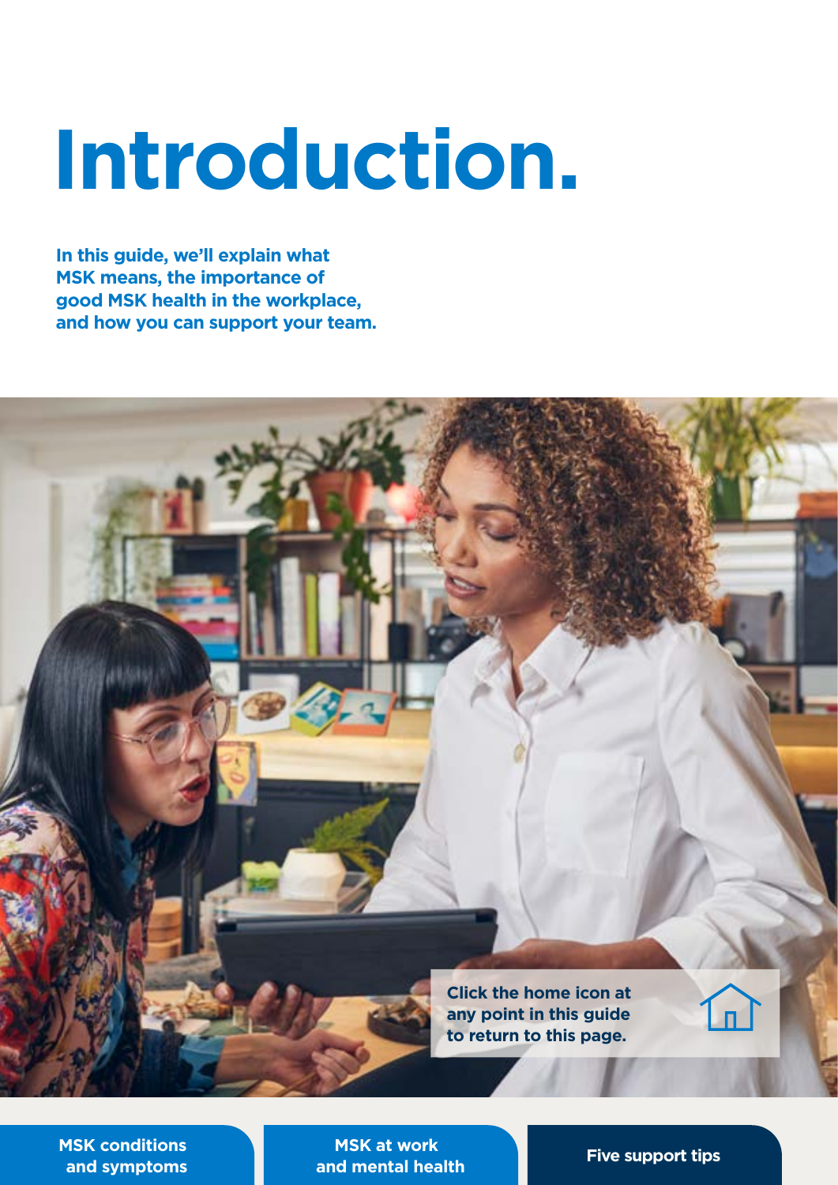# Introduction.

**In this guide, we'll explain what MSK means, the importance of good MSK health in the workplace, and how you can support your team.**

**Click the home icon at any point in this guide to return to this page.**

**MSK conditions and symptoms**

**MSK at work and mental health**

**Five support tips**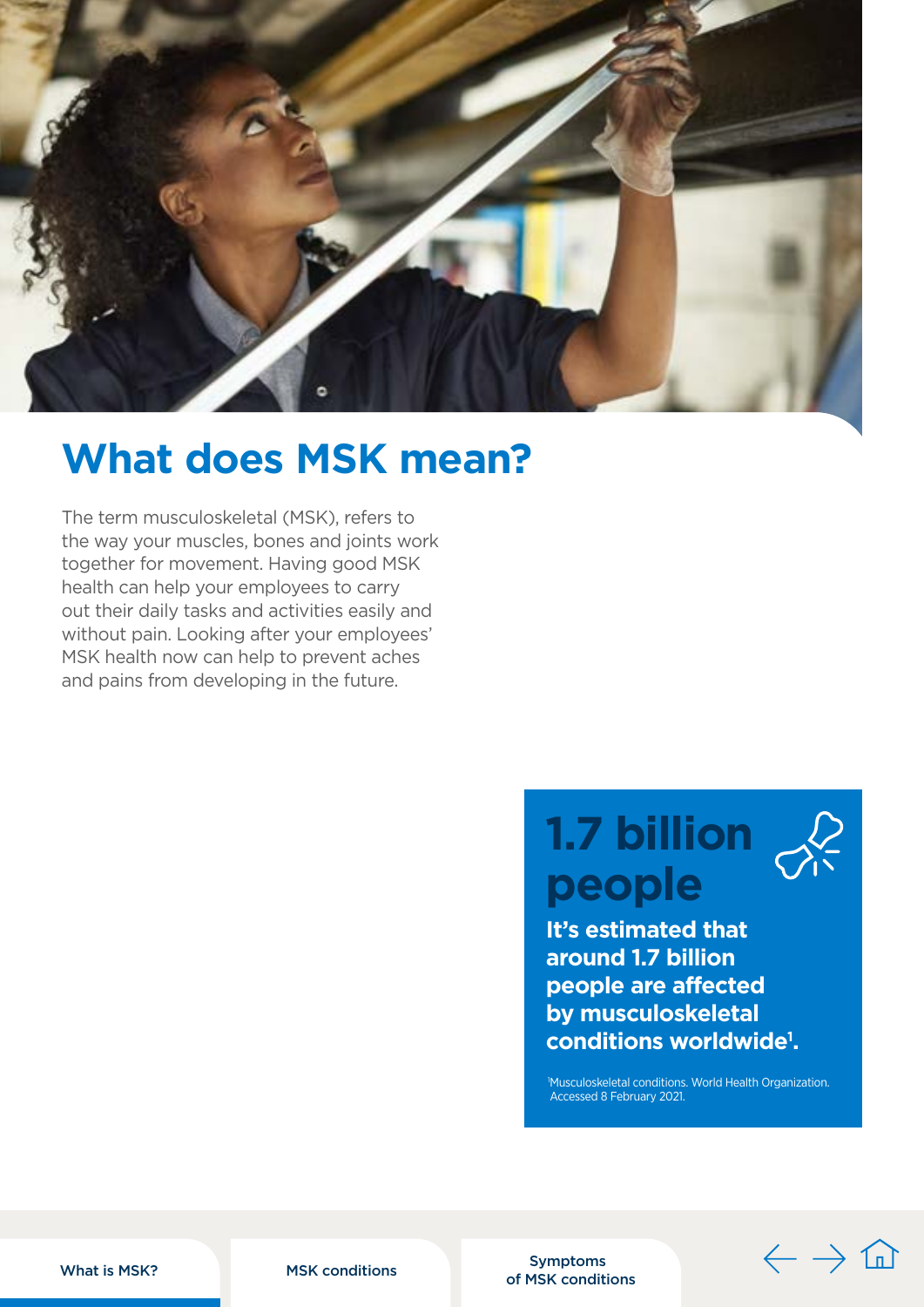# What does MSK mean?

The term musculoskeletal (MSK), refers to the way your muscles, bones and joints work together for movement. Having good MSK health can help your employees to carry out their daily tasks and activities easily and without pain. Looking after your employees' MSK health now can help to prevent aches and pains from developing in the future.

## 1.7 billion people

**It's estimated that around 1.7 billion people are affected by musculoskeletal conditions worldwide[1].**

[1]Musculoskeletal conditions. World Health Organization. Accessed 8 February 2021.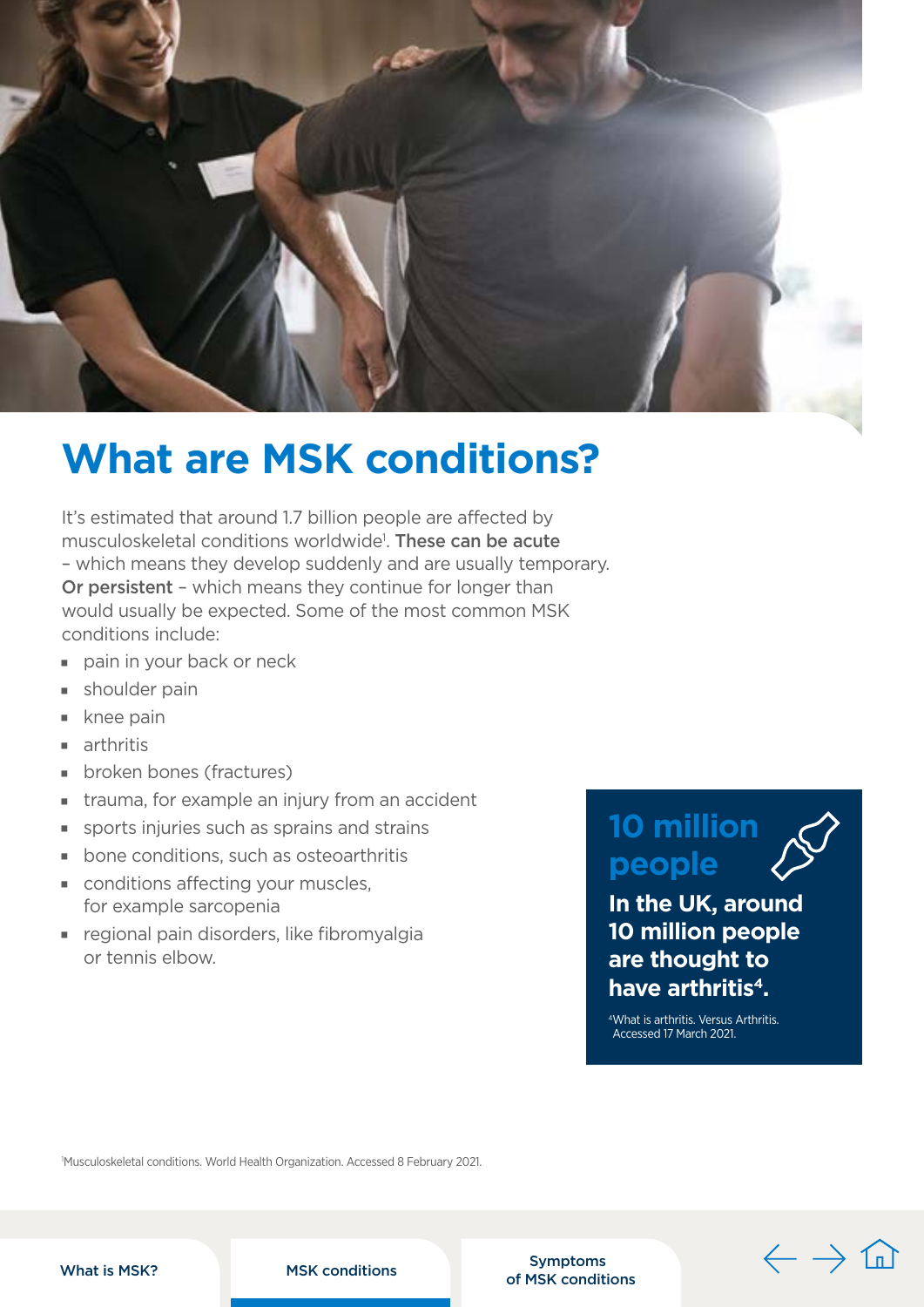# What are MSK conditions?

It's estimated that around 1.7 billion people are affected by musculoskeletal conditions worldwide[1]. **These can be acute** – which means they develop suddenly and are usually temporary. **Or persistent** – which means they continue for longer than would usually be expected. Some of the most common MSK conditions include:

- pain in your back or neck
- shoulder pain
- knee pain
- arthritis
- broken bones (fractures)
- trauma, for example an injury from an accident
- sports injuries such as sprains and strains
- bone conditions, such as osteoarthritis
- conditions affecting your muscles, for example sarcopenia
- regional pain disorders, like fibromyalgia or tennis elbow.

## 10 million people

**In the UK, around 10 million people are thought to have arthritis[4].**

[4]What is arthritis. Versus Arthritis. Accessed 17 March 2021.

[1]Musculoskeletal conditions. World Health Organization. Accessed 8 February 2021.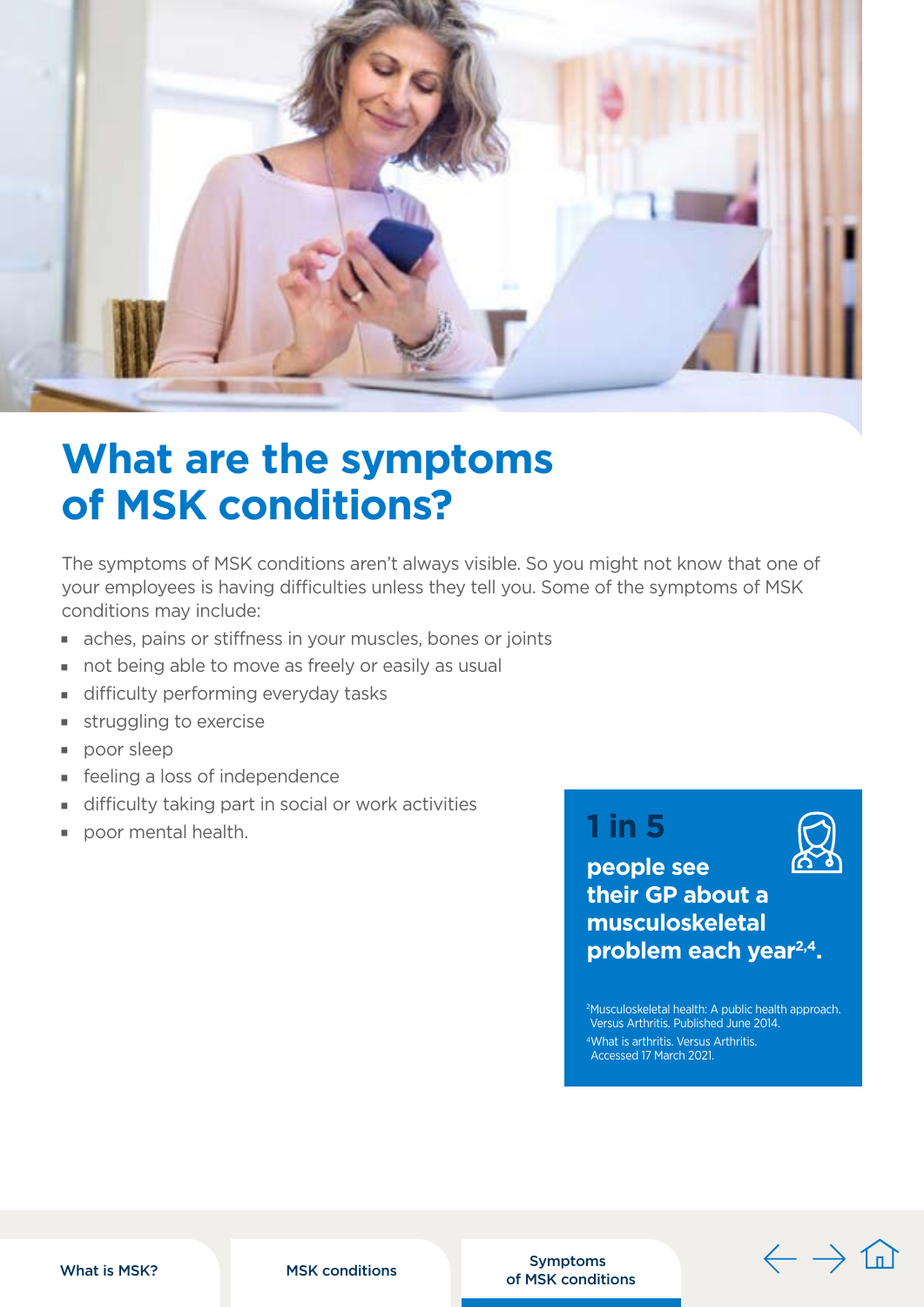# What are the symptoms of MSK conditions?

The symptoms of MSK conditions aren't always visible. So you might not know that one of your employees is having difficulties unless they tell you. Some of the symptoms of MSK conditions may include:

- aches, pains or stiffness in your muscles, bones or joints
- not being able to move as freely or easily as usual
- difficulty performing everyday tasks
- struggling to exercise
- poor sleep
- feeling a loss of independence
- difficulty taking part in social or work activities
- poor mental health.

**1 in 5**

**people see their GP about a musculoskeletal problem each year[2,4].**

[2] Musculoskeletal health: A public health approach. Versus Arthritis. Published June 2014.
[4] What is arthritis. Versus Arthritis. Accessed 17 March 2021.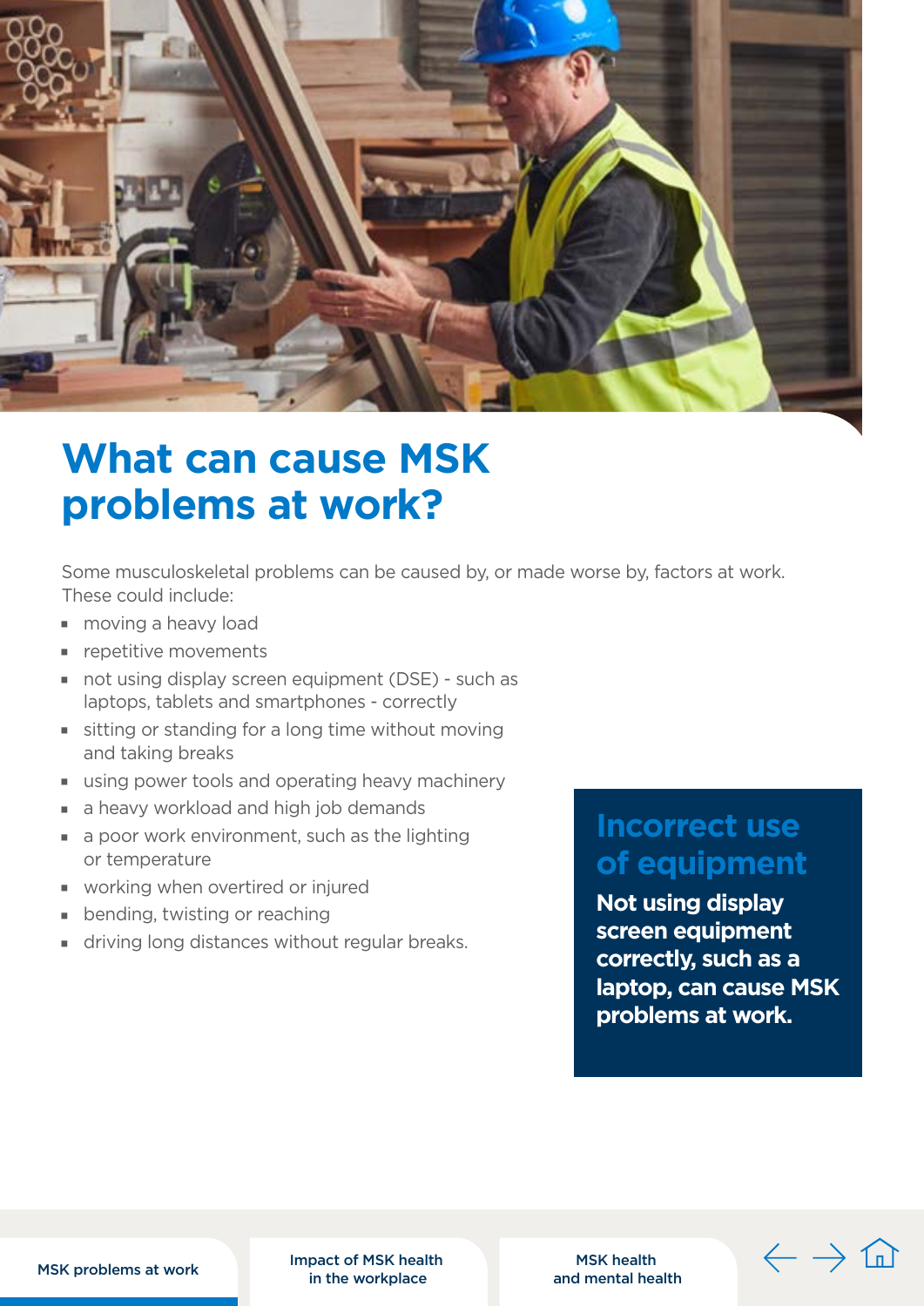# What can cause MSK problems at work?

Some musculoskeletal problems can be caused by, or made worse by, factors at work. These could include:

- moving a heavy load
- repetitive movements
- not using display screen equipment (DSE) - such as laptops, tablets and smartphones - correctly
- sitting or standing for a long time without moving and taking breaks
- using power tools and operating heavy machinery
- a heavy workload and high job demands
- a poor work environment, such as the lighting or temperature
- working when overtired or injured
- bending, twisting or reaching
- driving long distances without regular breaks.

## Incorrect use of equipment

**Not using display screen equipment correctly, such as a laptop, can cause MSK problems at work.**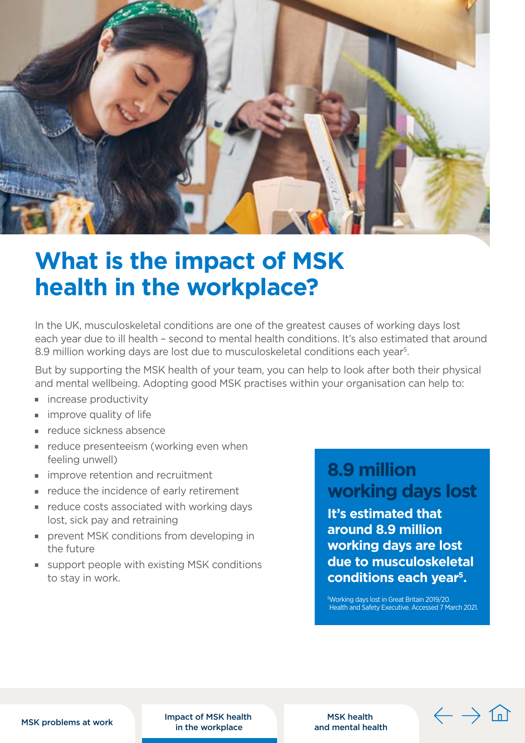# What is the impact of MSK health in the workplace?

In the UK, musculoskeletal conditions are one of the greatest causes of working days lost each year due to ill health – second to mental health conditions. It's also estimated that around 8.9 million working days are lost due to musculoskeletal conditions each year[5].

But by supporting the MSK health of your team, you can help to look after both their physical and mental wellbeing. Adopting good MSK practises within your organisation can help to:

- increase productivity
- improve quality of life
- reduce sickness absence
- reduce presenteeism (working even when feeling unwell)
- improve retention and recruitment
- reduce the incidence of early retirement
- reduce costs associated with working days lost, sick pay and retraining
- prevent MSK conditions from developing in the future
- support people with existing MSK conditions to stay in work.

## 8.9 million working days lost

**It's estimated that around 8.9 million working days are lost due to musculoskeletal conditions each year[5].**

[5]Working days lost in Great Britain 2019/20. Health and Safety Executive. Accessed 7 March 2021.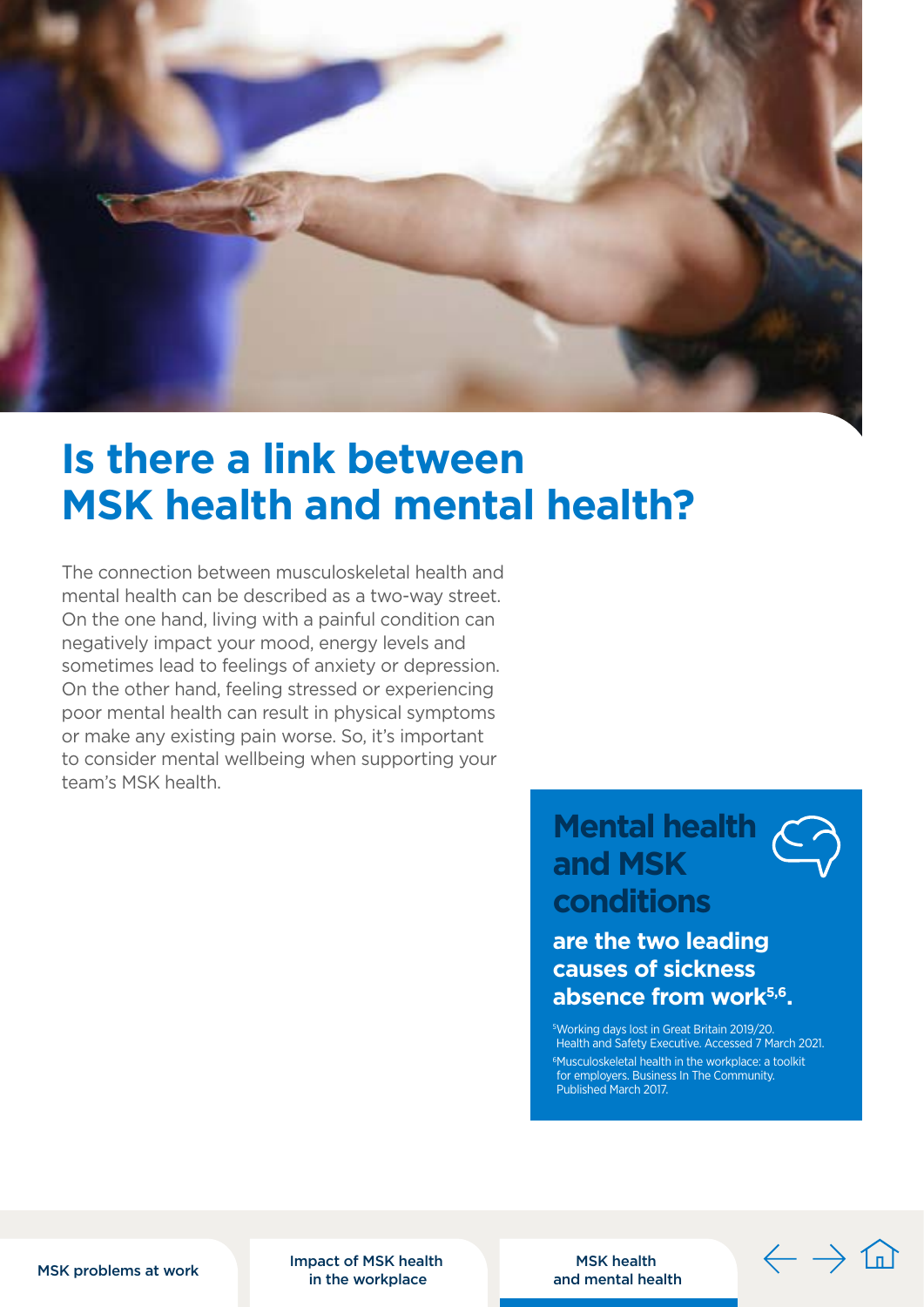# Is there a link between MSK health and mental health?

The connection between musculoskeletal health and mental health can be described as a two-way street. On the one hand, living with a painful condition can negatively impact your mood, energy levels and sometimes lead to feelings of anxiety or depression. On the other hand, feeling stressed or experiencing poor mental health can result in physical symptoms or make any existing pain worse. So, it's important to consider mental wellbeing when supporting your team's MSK health.

## Mental health and MSK conditions

**are the two leading causes of sickness absence from work[5,6].**

[5] Working days lost in Great Britain 2019/20. Health and Safety Executive. Accessed 7 March 2021.

[6] Musculoskeletal health in the workplace: a toolkit for employers. Business In The Community. Published March 2017.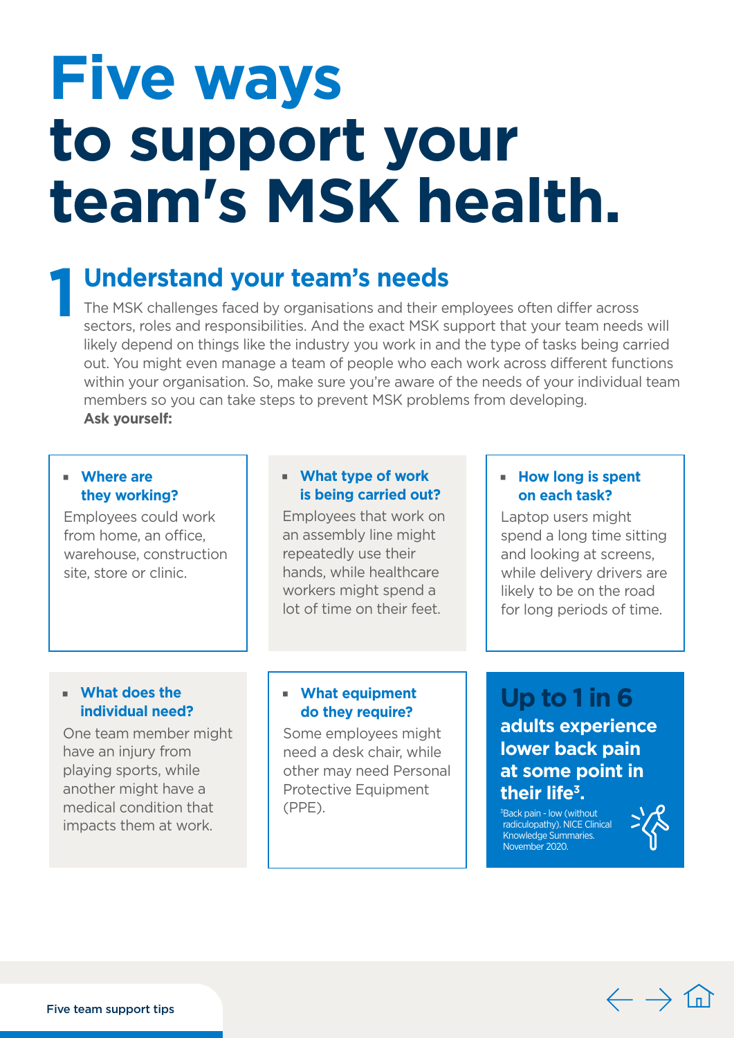# Five ways to support your team's MSK health.

## 1 Understand your team's needs

The MSK challenges faced by organisations and their employees often differ across sectors, roles and responsibilities. And the exact MSK support that your team needs will likely depend on things like the industry you work in and the type of tasks being carried out. You might even manage a team of people who each work across different functions within your organisation. So, make sure you're aware of the needs of your individual team members so you can take steps to prevent MSK problems from developing.

**Ask yourself:**

- **Where are they working?**
  Employees could work from home, an office, warehouse, construction site, store or clinic.

- **What type of work is being carried out?**
  Employees that work on an assembly line might repeatedly use their hands, while healthcare workers might spend a lot of time on their feet.

- **How long is spent on each task?**
  Laptop users might spend a long time sitting and looking at screens, while delivery drivers are likely to be on the road for long periods of time.

- **What does the individual need?**
  One team member might have an injury from playing sports, while another might have a medical condition that impacts them at work.

- **What equipment do they require?**
  Some employees might need a desk chair, while other may need Personal Protective Equipment (PPE).

**Up to 1 in 6 adults experience lower back pain at some point in their life[3].**

[3]Back pain - low (without radiculopathy). NICE Clinical Knowledge Summaries. November 2020.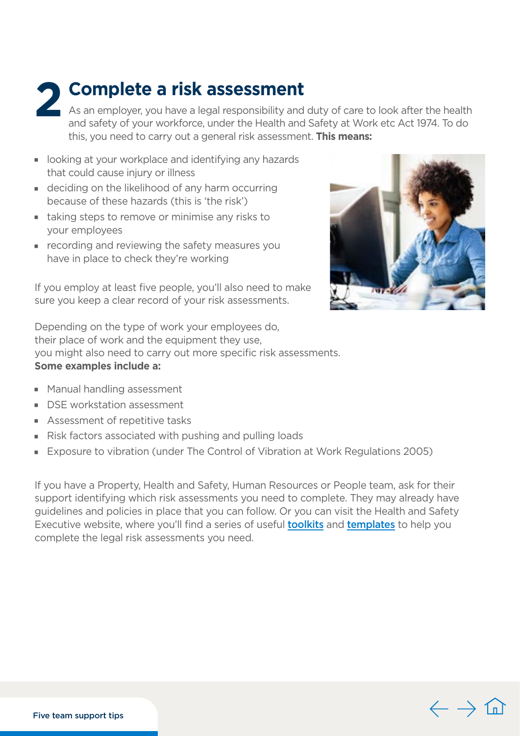## 2 Complete a risk assessment

As an employer, you have a legal responsibility and duty of care to look after the health and safety of your workforce, under the Health and Safety at Work etc Act 1974. To do this, you need to carry out a general risk assessment. **This means:**

- looking at your workplace and identifying any hazards that could cause injury or illness
- deciding on the likelihood of any harm occurring because of these hazards (this is 'the risk')
- taking steps to remove or minimise any risks to your employees
- recording and reviewing the safety measures you have in place to check they're working

If you employ at least five people, you'll also need to make sure you keep a clear record of your risk assessments.

Depending on the type of work your employees do, their place of work and the equipment they use, you might also need to carry out more specific risk assessments. **Some examples include a:**

- Manual handling assessment
- DSE workstation assessment
- Assessment of repetitive tasks
- Risk factors associated with pushing and pulling loads
- Exposure to vibration (under The Control of Vibration at Work Regulations 2005)

If you have a Property, Health and Safety, Human Resources or People team, ask for their support identifying which risk assessments you need to complete. They may already have guidelines and policies in place that you can follow. Or you can visit the Health and Safety Executive website, where you'll find a series of useful toolkits and templates to help you complete the legal risk assessments you need.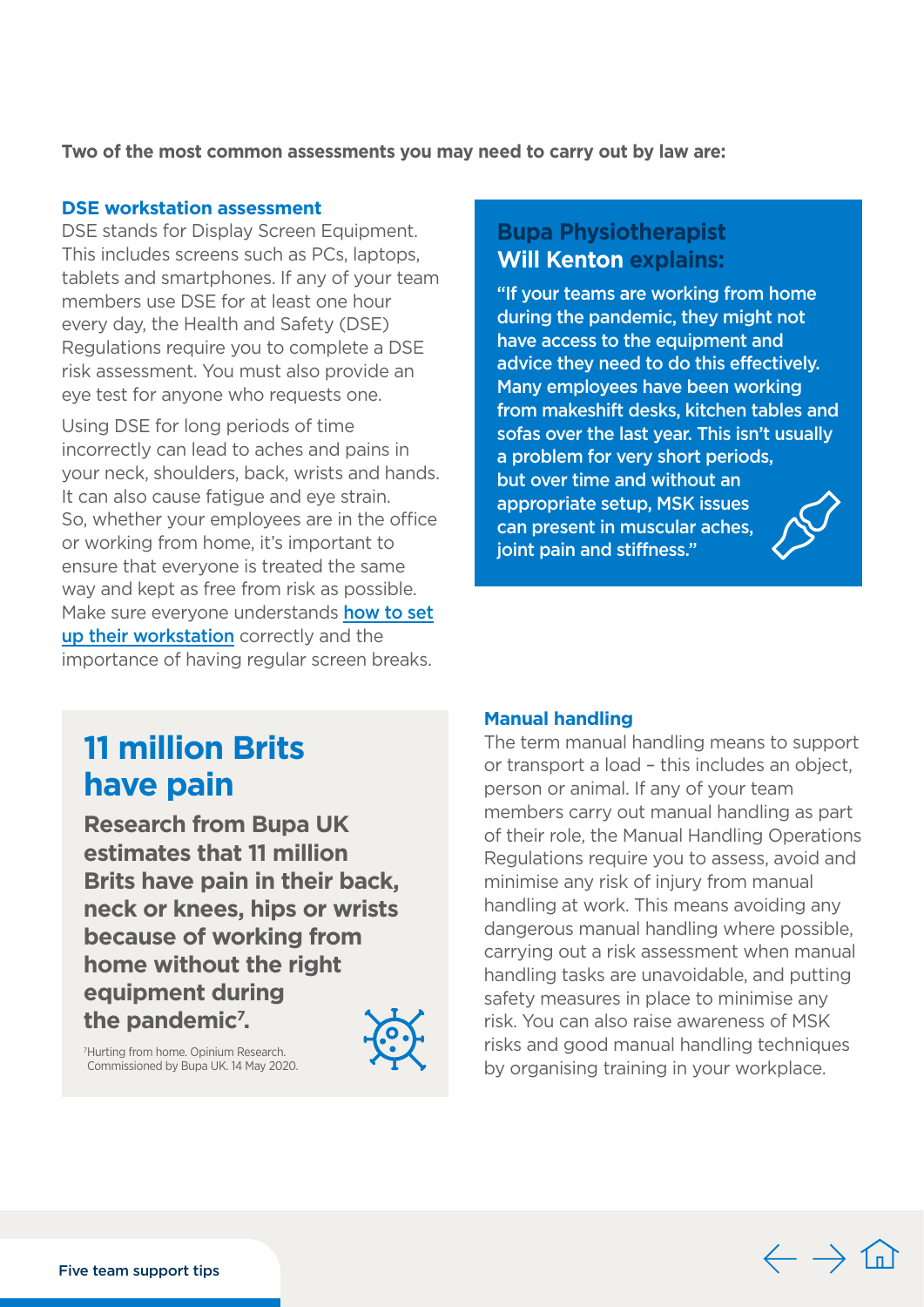**Two of the most common assessments you may need to carry out by law are:**

### DSE workstation assessment

DSE stands for Display Screen Equipment. This includes screens such as PCs, laptops, tablets and smartphones. If any of your team members use DSE for at least one hour every day, the Health and Safety (DSE) Regulations require you to complete a DSE risk assessment. You must also provide an eye test for anyone who requests one.

Using DSE for long periods of time incorrectly can lead to aches and pains in your neck, shoulders, back, wrists and hands. It can also cause fatigue and eye strain. So, whether your employees are in the office or working from home, it's important to ensure that everyone is treated the same way and kept as free from risk as possible. Make sure everyone understands how to set up their workstation correctly and the importance of having regular screen breaks.

### Bupa Physiotherapist Will Kenton explains:

**"If your teams are working from home during the pandemic, they might not have access to the equipment and advice they need to do this effectively. Many employees have been working from makeshift desks, kitchen tables and sofas over the last year. This isn't usually a problem for very short periods, but over time and without an appropriate setup, MSK issues can present in muscular aches, joint pain and stiffness."**

## 11 million Brits have pain

**Research from Bupa UK estimates that 11 million Brits have pain in their back, neck or knees, hips or wrists because of working from home without the right equipment during the pandemic[7].**

[7]Hurting from home. Opinium Research. Commissioned by Bupa UK. 14 May 2020.

### Manual handling

The term manual handling means to support or transport a load – this includes an object, person or animal. If any of your team members carry out manual handling as part of their role, the Manual Handling Operations Regulations require you to assess, avoid and minimise any risk of injury from manual handling at work. This means avoiding any dangerous manual handling where possible, carrying out a risk assessment when manual handling tasks are unavoidable, and putting safety measures in place to minimise any risk. You can also raise awareness of MSK risks and good manual handling techniques by organising training in your workplace.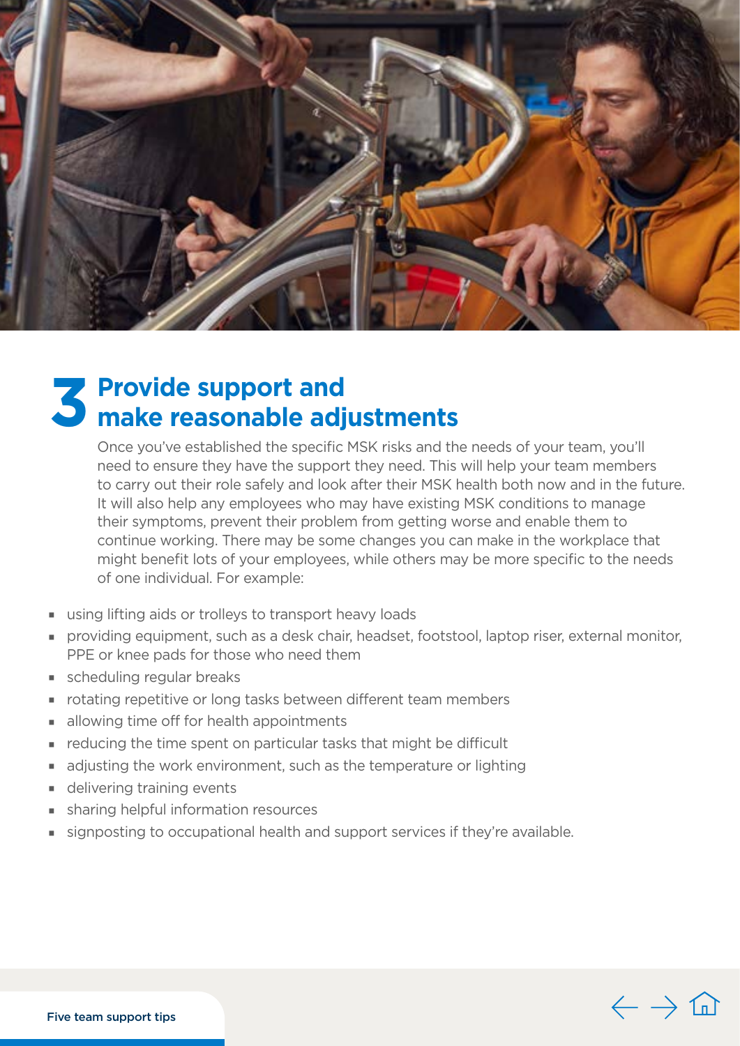## 3 Provide support and make reasonable adjustments

Once you've established the specific MSK risks and the needs of your team, you'll need to ensure they have the support they need. This will help your team members to carry out their role safely and look after their MSK health both now and in the future. It will also help any employees who may have existing MSK conditions to manage their symptoms, prevent their problem from getting worse and enable them to continue working. There may be some changes you can make in the workplace that might benefit lots of your employees, while others may be more specific to the needs of one individual. For example:

- using lifting aids or trolleys to transport heavy loads
- providing equipment, such as a desk chair, headset, footstool, laptop riser, external monitor, PPE or knee pads for those who need them
- scheduling regular breaks
- rotating repetitive or long tasks between different team members
- allowing time off for health appointments
- reducing the time spent on particular tasks that might be difficult
- adjusting the work environment, such as the temperature or lighting
- delivering training events
- sharing helpful information resources
- signposting to occupational health and support services if they're available.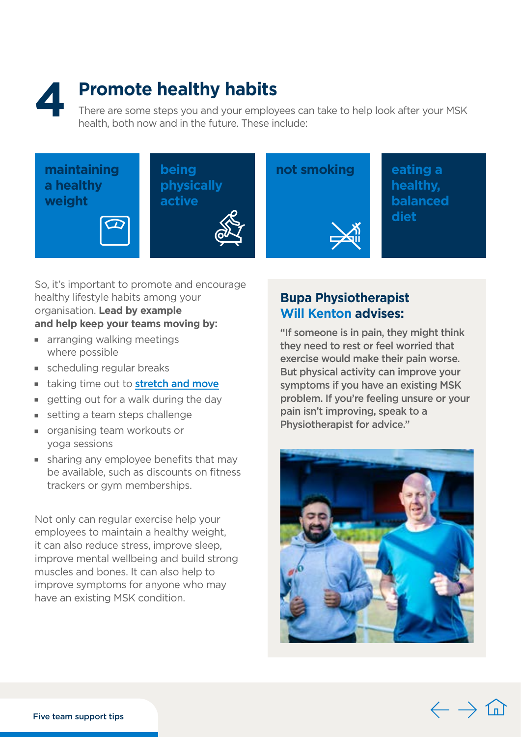# 4 Promote healthy habits

There are some steps you and your employees can take to help look after your MSK health, both now and in the future. These include:

- **maintaining a healthy weight**
- **being physically active**
- **not smoking**
- **eating a healthy, balanced diet**

So, it's important to promote and encourage healthy lifestyle habits among your organisation. **Lead by example and help keep your teams moving by:**

- arranging walking meetings where possible
- scheduling regular breaks
- taking time out to **stretch and move**
- getting out for a walk during the day
- setting a team steps challenge
- organising team workouts or yoga sessions
- sharing any employee benefits that may be available, such as discounts on fitness trackers or gym memberships.

Not only can regular exercise help your employees to maintain a healthy weight, it can also reduce stress, improve sleep, improve mental wellbeing and build strong muscles and bones. It can also help to improve symptoms for anyone who may have an existing MSK condition.

### Bupa Physiotherapist Will Kenton advises:

**"If someone is in pain, they might think they need to rest or feel worried that exercise would make their pain worse. But physical activity can improve your symptoms if you have an existing MSK problem. If you're feeling unsure or your pain isn't improving, speak to a Physiotherapist for advice."**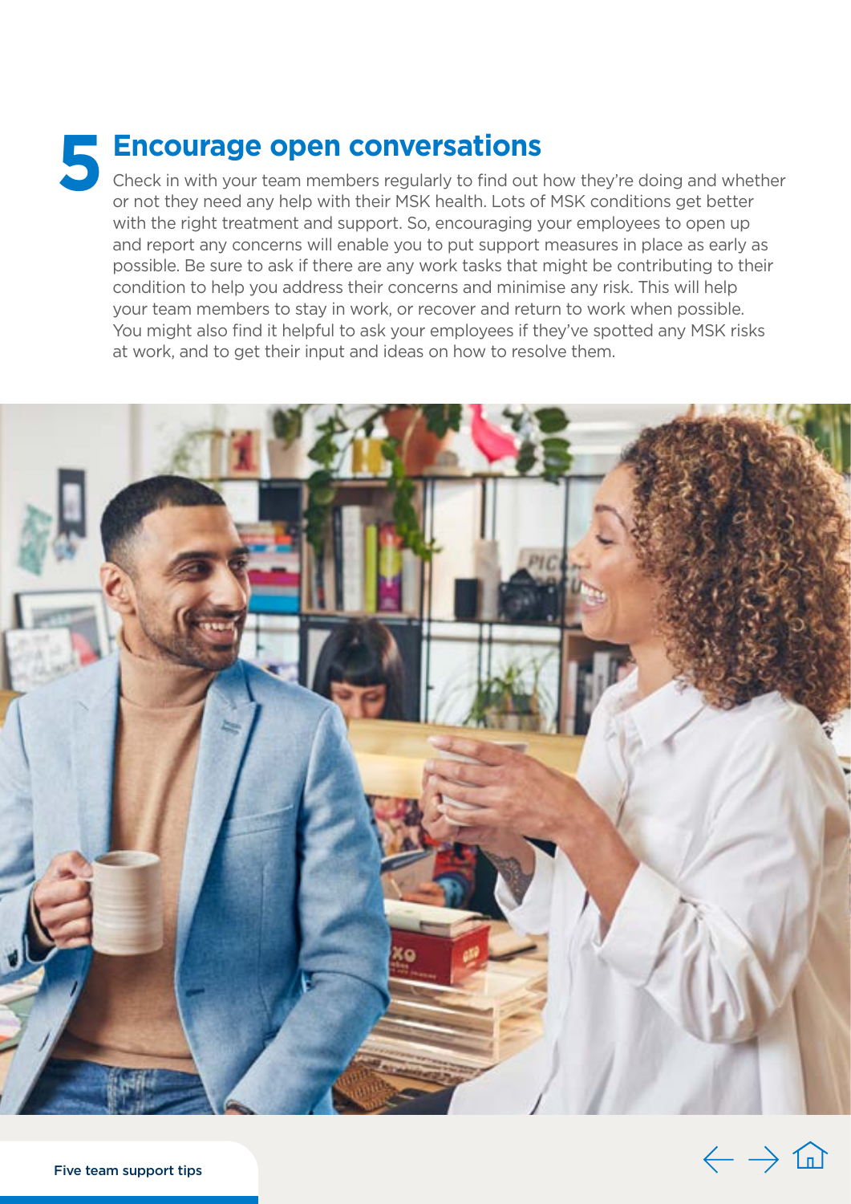## 5 Encourage open conversations

Check in with your team members regularly to find out how they're doing and whether or not they need any help with their MSK health. Lots of MSK conditions get better with the right treatment and support. So, encouraging your employees to open up and report any concerns will enable you to put support measures in place as early as possible. Be sure to ask if there are any work tasks that might be contributing to their condition to help you address their concerns and minimise any risk. This will help your team members to stay in work, or recover and return to work when possible. You might also find it helpful to ask your employees if they've spotted any MSK risks at work, and to get their input and ideas on how to resolve them.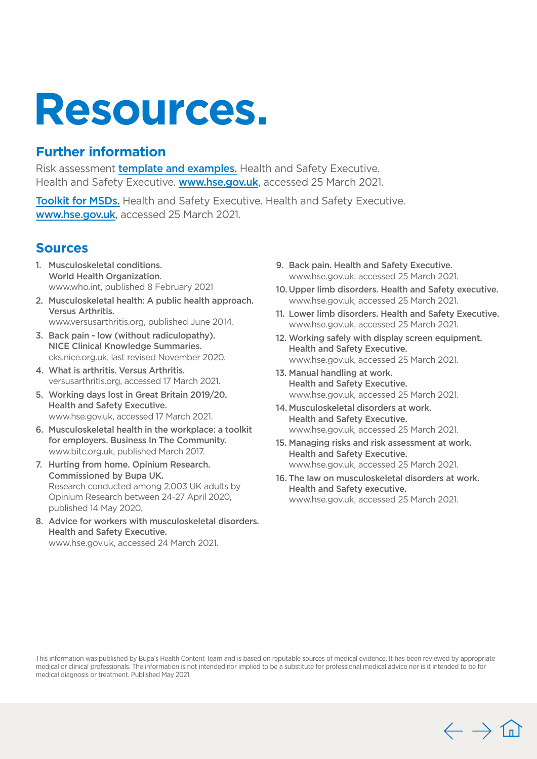# Resources.

## Further information

Risk assessment template and examples. Health and Safety Executive. Health and Safety Executive. www.hse.gov.uk, accessed 25 March 2021.

Toolkit for MSDs. Health and Safety Executive. Health and Safety Executive. www.hse.gov.uk, accessed 25 March 2021.

## Sources

1. Musculoskeletal conditions. World Health Organization. www.who.int, published 8 February 2021
2. Musculoskeletal health: A public health approach. Versus Arthritis. www.versusarthritis.org, published June 2014.
3. Back pain - low (without radiculopathy). NICE Clinical Knowledge Summaries. cks.nice.org.uk, last revised November 2020.
4. What is arthritis. Versus Arthritis. versusarthritis.org, accessed 17 March 2021.
5. Working days lost in Great Britain 2019/20. Health and Safety Executive. www.hse.gov.uk, accessed 17 March 2021.
6. Musculoskeletal health in the workplace: a toolkit for employers. Business In The Community. www.bitc.org.uk, published March 2017.
7. Hurting from home. Opinium Research. Commissioned by Bupa UK. Research conducted among 2,003 UK adults by Opinium Research between 24-27 April 2020, published 14 May 2020.
8. Advice for workers with musculoskeletal disorders. Health and Safety Executive. www.hse.gov.uk, accessed 24 March 2021.
9. Back pain. Health and Safety Executive. www.hse.gov.uk, accessed 25 March 2021.
10. Upper limb disorders. Health and Safety executive. www.hse.gov.uk, accessed 25 March 2021.
11. Lower limb disorders. Health and Safety Executive. www.hse.gov.uk, accessed 25 March 2021.
12. Working safely with display screen equipment. Health and Safety Executive. www.hse.gov.uk, accessed 25 March 2021.
13. Manual handling at work. Health and Safety Executive. www.hse.gov.uk, accessed 25 March 2021.
14. Musculoskeletal disorders at work. Health and Safety Executive. www.hse.gov.uk, accessed 25 March 2021.
15. Managing risks and risk assessment at work. Health and Safety Executive. www.hse.gov.uk, accessed 25 March 2021.
16. The law on musculoskeletal disorders at work. Health and Safety executive. www.hse.gov.uk, accessed 25 March 2021.

This information was published by Bupa's Health Content Team and is based on reputable sources of medical evidence. It has been reviewed by appropriate medical or clinical professionals. The information is not intended nor implied to be a substitute for professional medical advice nor is it intended to be for medical diagnosis or treatment. Published May 2021.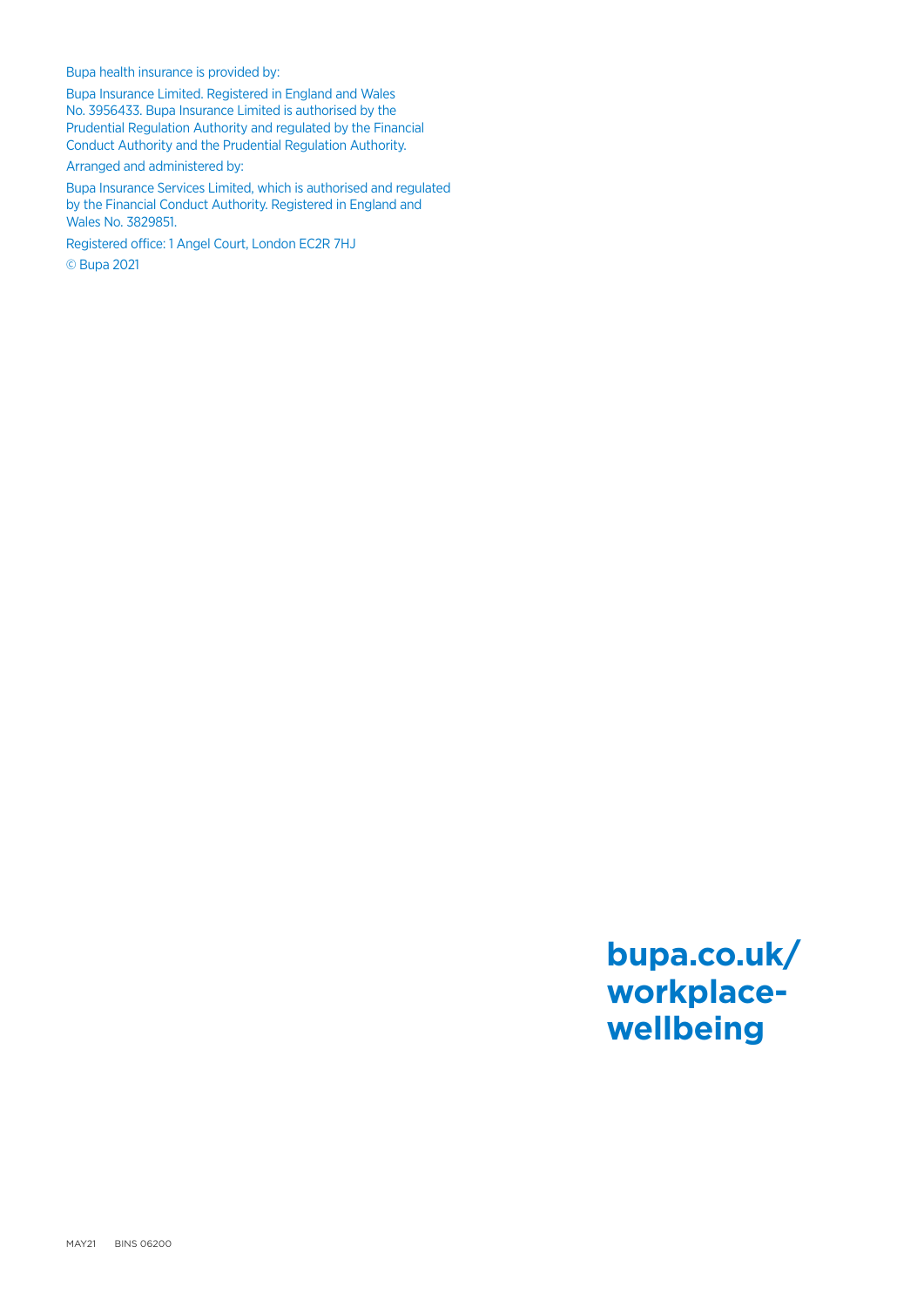Bupa health insurance is provided by:

Bupa Insurance Limited. Registered in England and Wales No. 3956433. Bupa Insurance Limited is authorised by the Prudential Regulation Authority and regulated by the Financial Conduct Authority and the Prudential Regulation Authority.

Arranged and administered by:

Bupa Insurance Services Limited, which is authorised and regulated by the Financial Conduct Authority. Registered in England and Wales No. 3829851.

Registered office: 1 Angel Court, London EC2R 7HJ

© Bupa 2021

**bupa.co.uk/workplace-wellbeing**

MAY21 BINS 06200